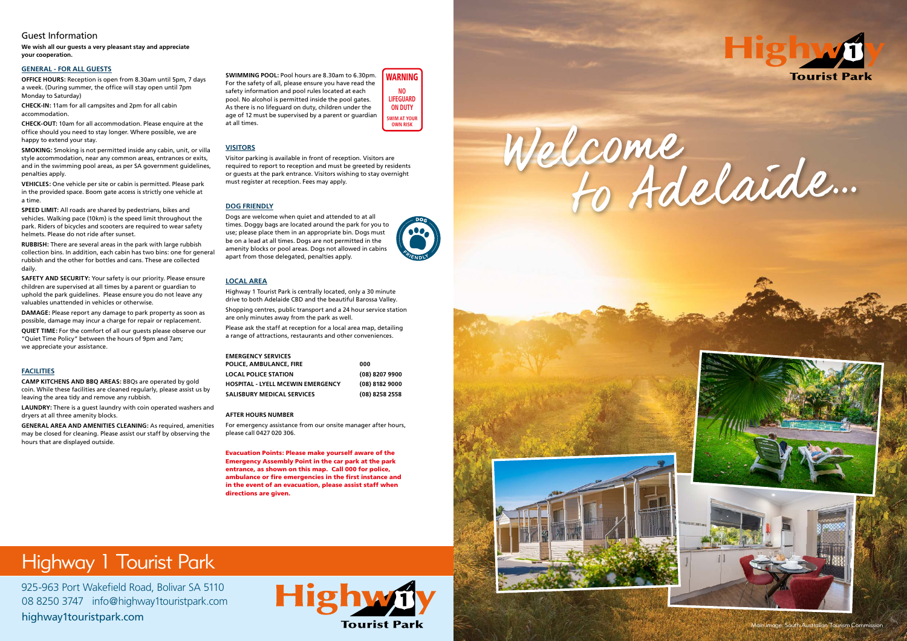## Guest Information

**We wish all our guests a very pleasant stay and appreciate your cooperation.**

### GENERAL - FOR ALL GUESTS

**OFFICE HOURS:** Reception is open from 8.30am until 5pm, 7 days a week. (During summer, the office will stay open until 7pm Monday to Saturday)

**CHECK-IN:** 11am for all campsites and 2pm for all cabin accommodation.

**CHECK-OUT:** 10am for all accommodation. Please enquire at the office should you need to stay longer. Where possible, we are happy to extend your stay.

**SMOKING:** Smoking is not permitted inside any cabin, unit, or villa style accommodation, near any common areas, entrances or exits, and in the swimming pool areas, as per SA government guidelines, penalties apply.

**VEHICLES:** One vehicle per site or cabin is permitted. Please park in the provided space. Boom gate access is strictly one vehicle at a time.

**SPEED LIMIT:** All roads are shared by pedestrians, bikes and vehicles. Walking pace (10km) is the speed limit throughout the park. Riders of bicycles and scooters are required to wear safety helmets. Please do not ride after sunset.

**RUBBISH:** There are several areas in the park with large rubbish collection bins. In addition, each cabin has two bins: one for general rubbish and the other for bottles and cans. These are collected daily.

**SAFETY AND SECURITY:** Your safety is our priority. Please ensure children are supervised at all times by a parent or guardian to uphold the park guidelines. Please ensure you do not leave any valuables unattended in vehicles or otherwise.

**DAMAGE:** Please report any damage to park property as soon as possible, damage may incur a charge for repair or replacement.

**QUIET TIME:** For the comfort of all our guests please observe our "Quiet Time Policy" between the hours of 9pm and 7am; we appreciate your assistance.

### FACILITIES

**CAMP KITCHENS AND BBQ AREAS:** BBQs are operated by gold coin. While these facilities are cleaned regularly, please assist us by leaving the area tidy and remove any rubbish.

**LAUNDRY:** There is a guest laundry with coin operated washers and dryers at all three amenity blocks.

**GENERAL AREA AND AMENITIES CLEANING:** As required, amenities may be closed for cleaning. Please assist our staff by observing the hours that are displayed outside.

**SWIMMING POOL:** Pool hours are 8.30am to 6.30pm. For the safety of all, please ensure you have read the safety information and pool rules located at each pool. No alcohol is permitted inside the pool gates. As there is no lifeguard on duty, children under the age of 12 must be supervised by a parent or guardian at all times.

**WARNING**
NO LIFEGUARD ON DUTY
SWIM AT YOUR OWN RISK

### VISITORS

Visitor parking is available in front of reception. Visitors are required to report to reception and must be greeted by residents or guests at the park entrance. Visitors wishing to stay overnight must register at reception. Fees may apply.

### DOG FRIENDLY

Dogs are welcome when quiet and attended to at all times. Doggy bags are located around the park for you to use; please place them in an appropriate bin. Dogs must be on a lead at all times. Dogs are not permitted in the amenity blocks or pool areas. Dogs not allowed in cabins apart from those delegated, penalties apply.

### LOCAL AREA

Highway 1 Tourist Park is centrally located, only a 30 minute drive to both Adelaide CBD and the beautiful Barossa Valley.

Shopping centres, public transport and a 24 hour service station are only minutes away from the park as well.

Please ask the staff at reception for a local area map, detailing a range of attractions, restaurants and other conveniences.

| EMERGENCY SERVICES | |
|---|---|
| POLICE, AMBULANCE, FIRE | 000 |
| LOCAL POLICE STATION | (08) 8207 9900 |
| HOSPITAL - LYELL MCEWIN EMERGENCY | (08) 8182 9000 |
| SALISBURY MEDICAL SERVICES | (08) 8258 2558 |

**AFTER HOURS NUMBER**

For emergency assistance from our onsite manager after hours, please call 0427 020 306.

**Evacuation Points: Please make yourself aware of the Emergency Assembly Point in the car park at the park entrance, as shown on this map. Call 000 for police, ambulance or fire emergencies in the first instance and in the event of an evacuation, please assist staff when directions are given.**

# Highway 1 Tourist Park

925-963 Port Wakefield Road, Bolivar SA 5110
08 8250 3747 info@highway1touristpark.com
highway1touristpark.com

Highway 1 Tourist Park

# Welcome to Adelaide...

Main Image: South Australian Tourism Commission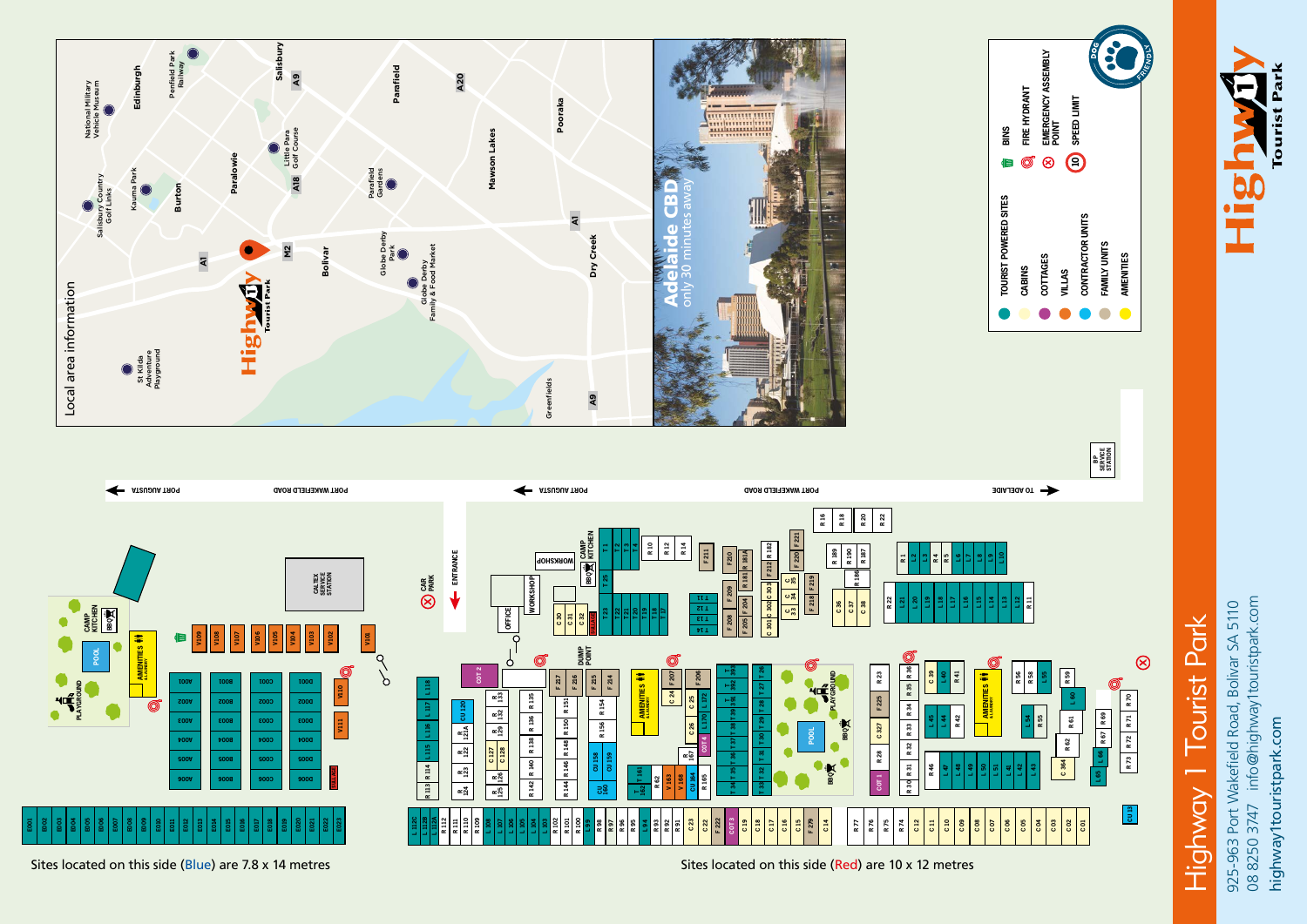# Highway 1 Tourist Park

925-963 Port Wakefield Road, Bolivar SA 5110

08 8250 3747 info@highway1touristpark.com

highway1touristpark.com

## Legend

- TOURIST POWERED SITES
- CABINS
- COTTAGES
- VILLAS
- CONTRACTOR UNITS
- FAMILY UNITS
- AMENITIES
- BINS
- FIRE HYDRANT
- EMERGENCY ASSEMBLY POINT
- SPEED LIMIT 10

DOG FRIENDLY

## Local area information

Adelaide CBD only 30 minutes away

Sites located on this side (Blue) are 7.8 x 14 metres

Sites located on this side (Red) are 10 x 12 metres